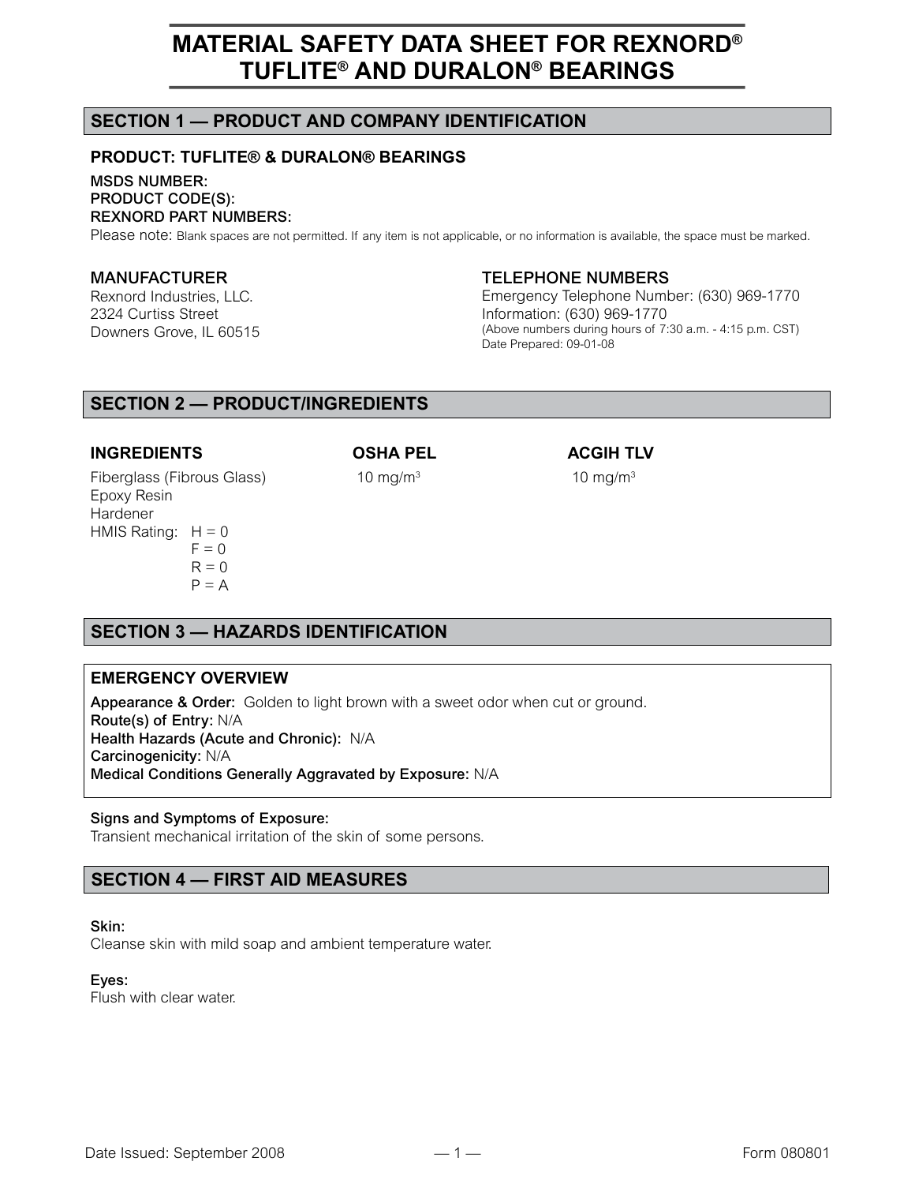# MATERIAL SAFETY DATA SHEET FOR REXNORD® TUFLITE® AND DURALON® BEARINGS

## SECTION 1 — PRODUCT AND COMPANY IDENTIFICATION

### PRODUCT: TUFLITE® & DURALON® BEARINGS

MSDS NUMBER:
PRODUCT CODE(S):
REXNORD PART NUMBERS:

Please note: Blank spaces are not permitted. If any item is not applicable, or no information is available, the space must be marked.

**MANUFACTURER**
Rexnord Industries, LLC.
2324 Curtiss Street
Downers Grove, IL 60515

**TELEPHONE NUMBERS**
Emergency Telephone Number: (630) 969-1770
Information: (630) 969-1770
(Above numbers during hours of 7:30 a.m. - 4:15 p.m. CST)
Date Prepared: 09-01-08

## SECTION 2 — PRODUCT/INGREDIENTS

| INGREDIENTS | OSHA PEL | ACGIH TLV |
|---|---|---|
| Fiberglass (Fibrous Glass) | 10 mg/m³ | 10 mg/m³ |
| Epoxy Resin | | |
| Hardener | | |

HMIS Rating:
H = 0
F = 0
R = 0
P = A

## SECTION 3 — HAZARDS IDENTIFICATION

**EMERGENCY OVERVIEW**

**Appearance & Order:** Golden to light brown with a sweet odor when cut or ground.
**Route(s) of Entry:** N/A
**Health Hazards (Acute and Chronic):** N/A
**Carcinogenicity:** N/A
**Medical Conditions Generally Aggravated by Exposure:** N/A

**Signs and Symptoms of Exposure:**
Transient mechanical irritation of the skin of some persons.

## SECTION 4 — FIRST AID MEASURES

**Skin:**
Cleanse skin with mild soap and ambient temperature water.

**Eyes:**
Flush with clear water.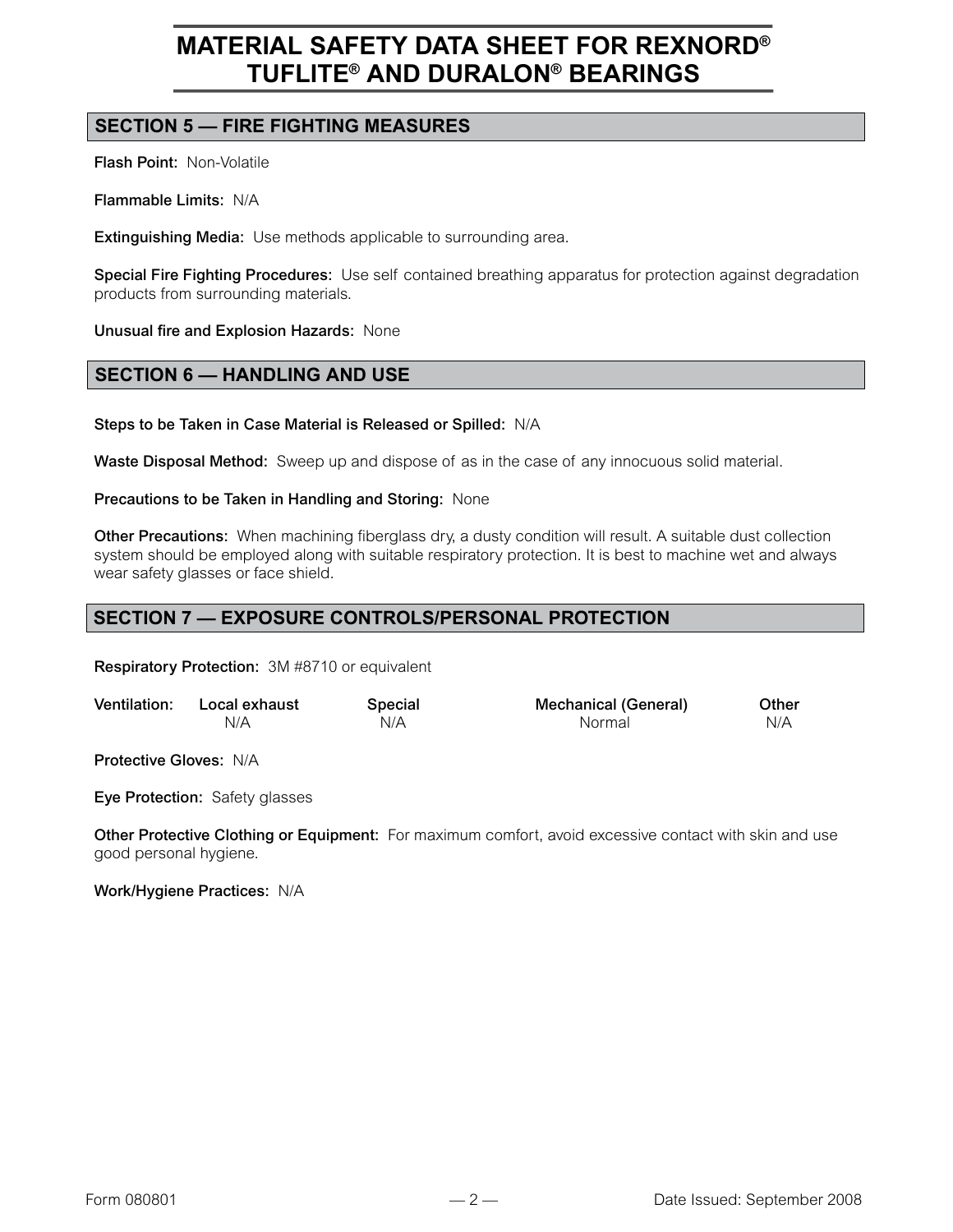# MATERIAL SAFETY DATA SHEET FOR REXNORD® TUFLITE® AND DURALON® BEARINGS

## SECTION 5 — FIRE FIGHTING MEASURES

**Flash Point:** Non-Volatile

**Flammable Limits:** N/A

**Extinguishing Media:** Use methods applicable to surrounding area.

**Special Fire Fighting Procedures:** Use self contained breathing apparatus for protection against degradation products from surrounding materials.

**Unusual fire and Explosion Hazards:** None

## SECTION 6 — HANDLING AND USE

**Steps to be Taken in Case Material is Released or Spilled:** N/A

**Waste Disposal Method:** Sweep up and dispose of as in the case of any innocuous solid material.

**Precautions to be Taken in Handling and Storing:** None

**Other Precautions:** When machining fiberglass dry, a dusty condition will result. A suitable dust collection system should be employed along with suitable respiratory protection. It is best to machine wet and always wear safety glasses or face shield.

## SECTION 7 — EXPOSURE CONTROLS/PERSONAL PROTECTION

**Respiratory Protection:** 3M #8710 or equivalent

| Ventilation: | Local exhaust | Special | Mechanical (General) | Other |
|---|---|---|---|---|
| | N/A | N/A | Normal | N/A |

**Protective Gloves:** N/A

**Eye Protection:** Safety glasses

**Other Protective Clothing or Equipment:** For maximum comfort, avoid excessive contact with skin and use good personal hygiene.

**Work/Hygiene Practices:** N/A

Form 080801 Date Issued: September 2008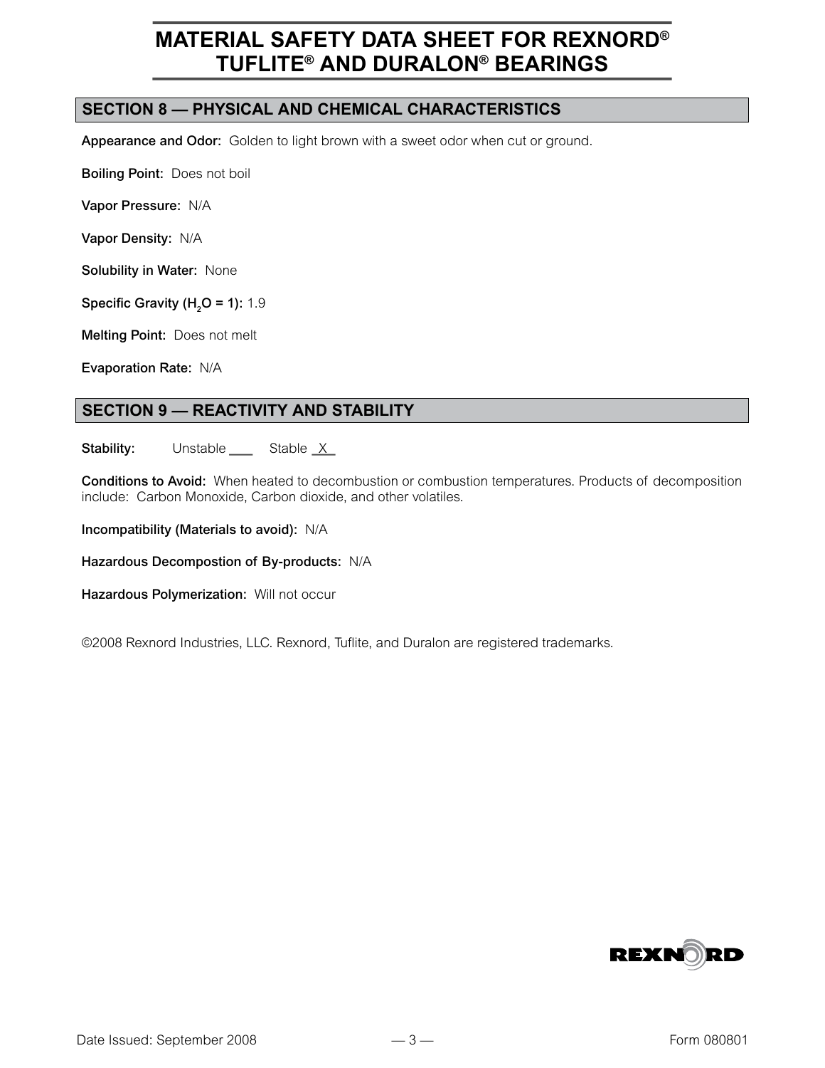# MATERIAL SAFETY DATA SHEET FOR REXNORD® TUFLITE® AND DURALON® BEARINGS

## SECTION 8 — PHYSICAL AND CHEMICAL CHARACTERISTICS

**Appearance and Odor:** Golden to light brown with a sweet odor when cut or ground.

**Boiling Point:** Does not boil

**Vapor Pressure:** N/A

**Vapor Density:** N/A

**Solubility in Water:** None

**Specific Gravity ($H_2O$ = 1):** 1.9

**Melting Point:** Does not melt

**Evaporation Rate:** N/A

## SECTION 9 — REACTIVITY AND STABILITY

**Stability:** Unstable ___ Stable _X_

**Conditions to Avoid:** When heated to decombustion or combustion temperatures. Products of decomposition include: Carbon Monoxide, Carbon dioxide, and other volatiles.

**Incompatibility (Materials to avoid):** N/A

**Hazardous Decompostion of By-products:** N/A

**Hazardous Polymerization:** Will not occur

©2008 Rexnord Industries, LLC. Rexnord, Tuflite, and Duralon are registered trademarks.

REXNORD

Date Issued: September 2008

Form 080801